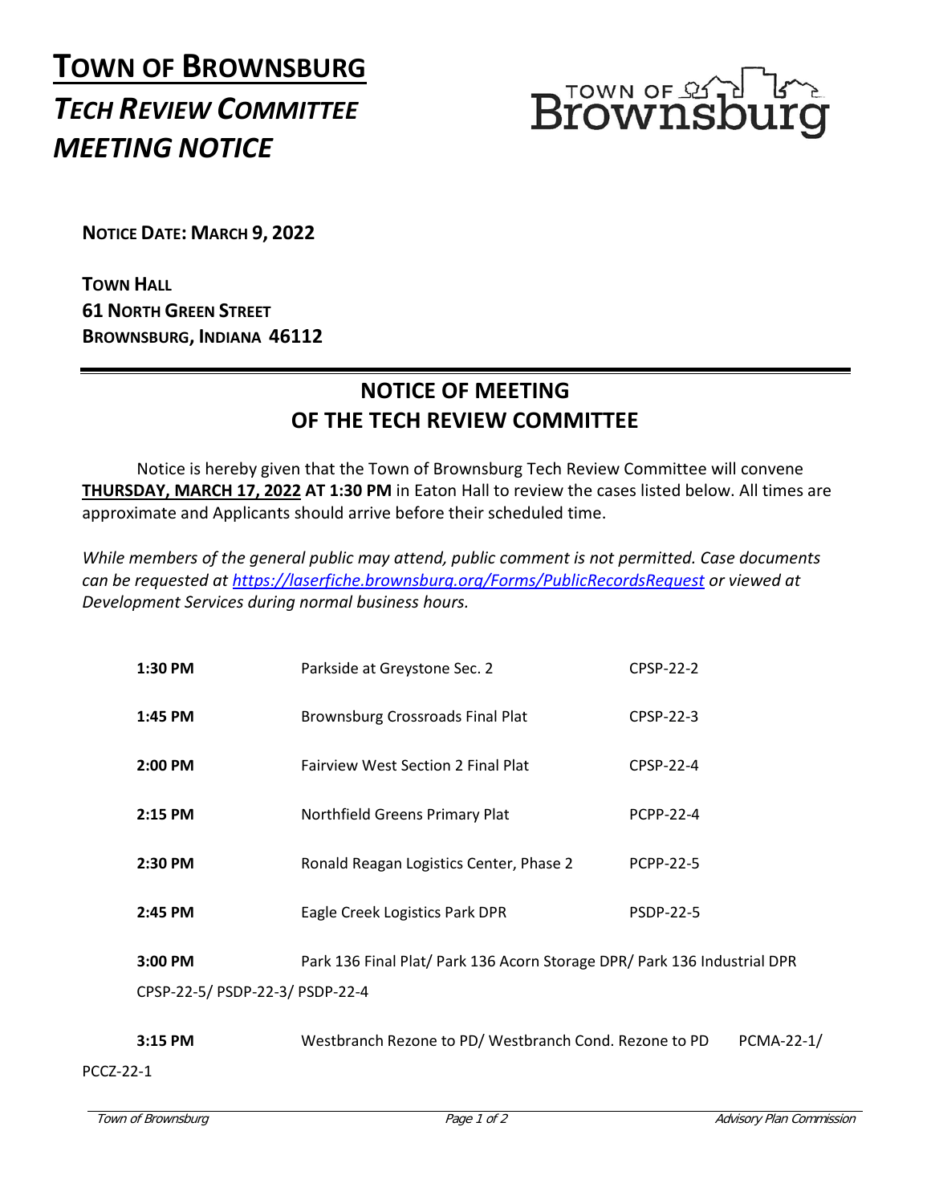# TOWN OF BROWNSBURG

## *TECH REVIEW COMMITTEE MEETING NOTICE*

**NOTICE DATE: MARCH 9, 2022**

**TOWN HALL**
**61 NORTH GREEN STREET**
**BROWNSBURG, INDIANA 46112**

## NOTICE OF MEETING OF THE TECH REVIEW COMMITTEE

Notice is hereby given that the Town of Brownsburg Tech Review Committee will convene **THURSDAY, MARCH 17, 2022 AT 1:30 PM** in Eaton Hall to review the cases listed below. All times are approximate and Applicants should arrive before their scheduled time.

*While members of the general public may attend, public comment is not permitted. Case documents can be requested at https://laserfiche.brownsburg.org/Forms/PublicRecordsRequest or viewed at Development Services during normal business hours.*

| Time | Case | Case Number |
|---|---|---|
| **1:30 PM** | Parkside at Greystone Sec. 2 | CPSP-22-2 |
| **1:45 PM** | Brownsburg Crossroads Final Plat | CPSP-22-3 |
| **2:00 PM** | Fairview West Section 2 Final Plat | CPSP-22-4 |
| **2:15 PM** | Northfield Greens Primary Plat | PCPP-22-4 |
| **2:30 PM** | Ronald Reagan Logistics Center, Phase 2 | PCPP-22-5 |
| **2:45 PM** | Eagle Creek Logistics Park DPR | PSDP-22-5 |
| **3:00 PM** | Park 136 Final Plat/ Park 136 Acorn Storage DPR/ Park 136 Industrial DPR | CPSP-22-5/ PSDP-22-3/ PSDP-22-4 |
| **3:15 PM** | Westbranch Rezone to PD/ Westbranch Cond. Rezone to PD | PCMA-22-1/ PCCZ-22-1 |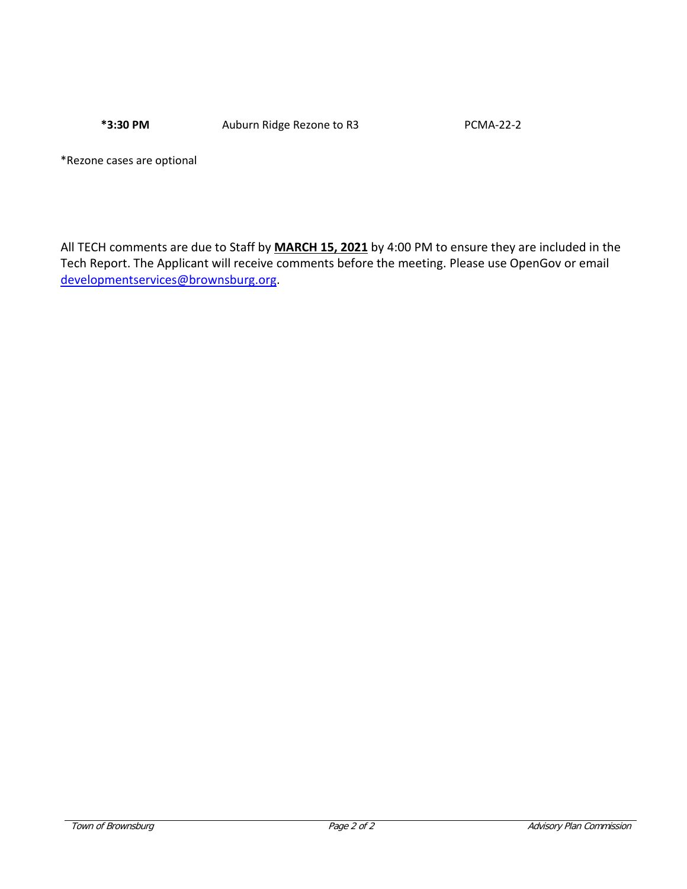| | | |
|---|---|---|
| **\*3:30 PM** | Auburn Ridge Rezone to R3 | PCMA-22-2 |

*Rezone cases are optional

All TECH comments are due to Staff by **MARCH 15, 2021** by 4:00 PM to ensure they are included in the Tech Report. The Applicant will receive comments before the meeting. Please use OpenGov or email [developmentservices@brownsburg.org](mailto:developmentservices@brownsburg.org).